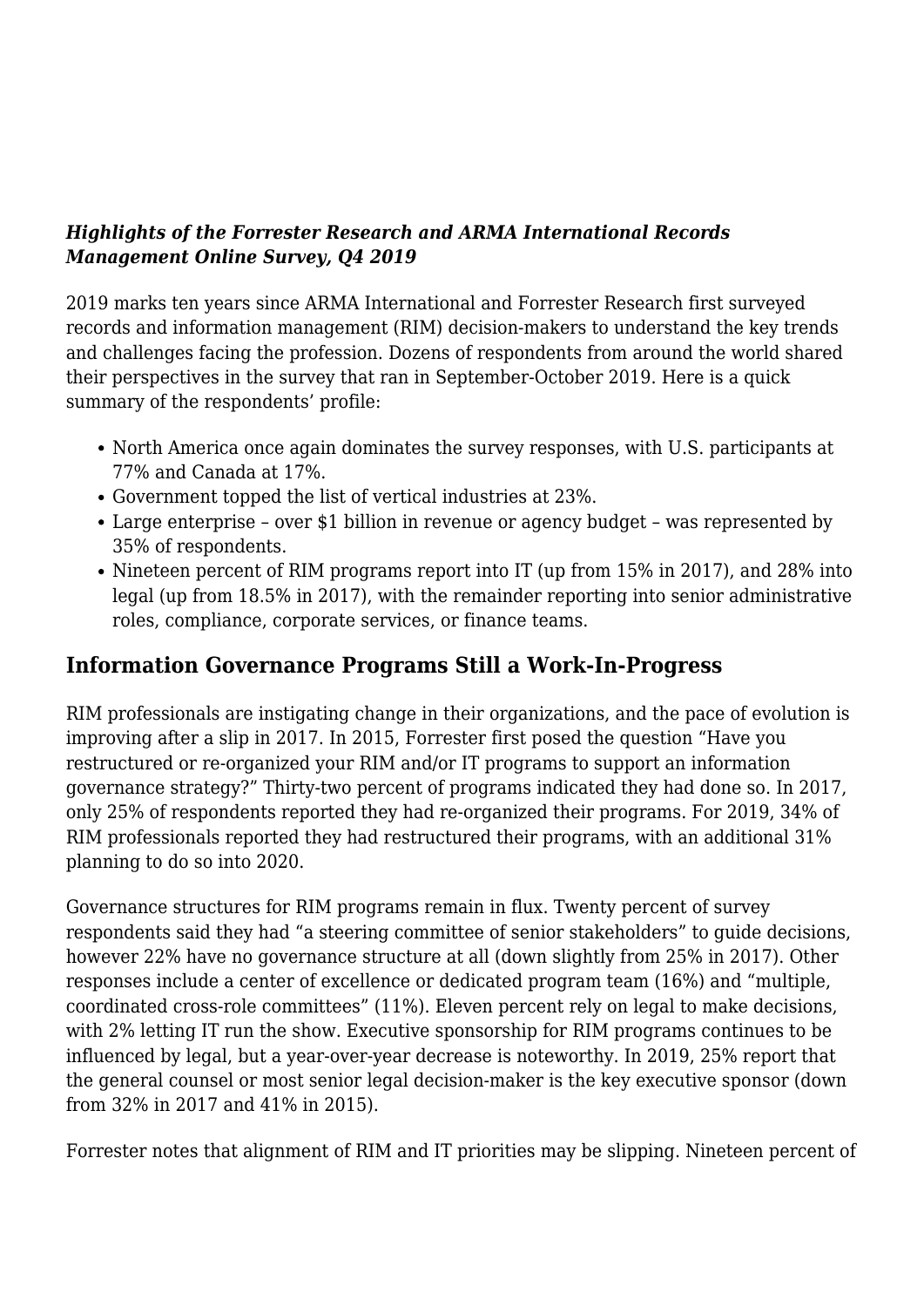***Highlights of the Forrester Research and ARMA International Records Management Online Survey, Q4 2019***

2019 marks ten years since ARMA International and Forrester Research first surveyed records and information management (RIM) decision-makers to understand the key trends and challenges facing the profession. Dozens of respondents from around the world shared their perspectives in the survey that ran in September-October 2019. Here is a quick summary of the respondents' profile:

- North America once again dominates the survey responses, with U.S. participants at 77% and Canada at 17%.
- Government topped the list of vertical industries at 23%.
- Large enterprise – over $1 billion in revenue or agency budget – was represented by 35% of respondents.
- Nineteen percent of RIM programs report into IT (up from 15% in 2017), and 28% into legal (up from 18.5% in 2017), with the remainder reporting into senior administrative roles, compliance, corporate services, or finance teams.

## Information Governance Programs Still a Work-In-Progress

RIM professionals are instigating change in their organizations, and the pace of evolution is improving after a slip in 2017. In 2015, Forrester first posed the question "Have you restructured or re-organized your RIM and/or IT programs to support an information governance strategy?" Thirty-two percent of programs indicated they had done so. In 2017, only 25% of respondents reported they had re-organized their programs. For 2019, 34% of RIM professionals reported they had restructured their programs, with an additional 31% planning to do so into 2020.

Governance structures for RIM programs remain in flux. Twenty percent of survey respondents said they had "a steering committee of senior stakeholders" to guide decisions, however 22% have no governance structure at all (down slightly from 25% in 2017). Other responses include a center of excellence or dedicated program team (16%) and "multiple, coordinated cross-role committees" (11%). Eleven percent rely on legal to make decisions, with 2% letting IT run the show. Executive sponsorship for RIM programs continues to be influenced by legal, but a year-over-year decrease is noteworthy. In 2019, 25% report that the general counsel or most senior legal decision-maker is the key executive sponsor (down from 32% in 2017 and 41% in 2015).

Forrester notes that alignment of RIM and IT priorities may be slipping. Nineteen percent of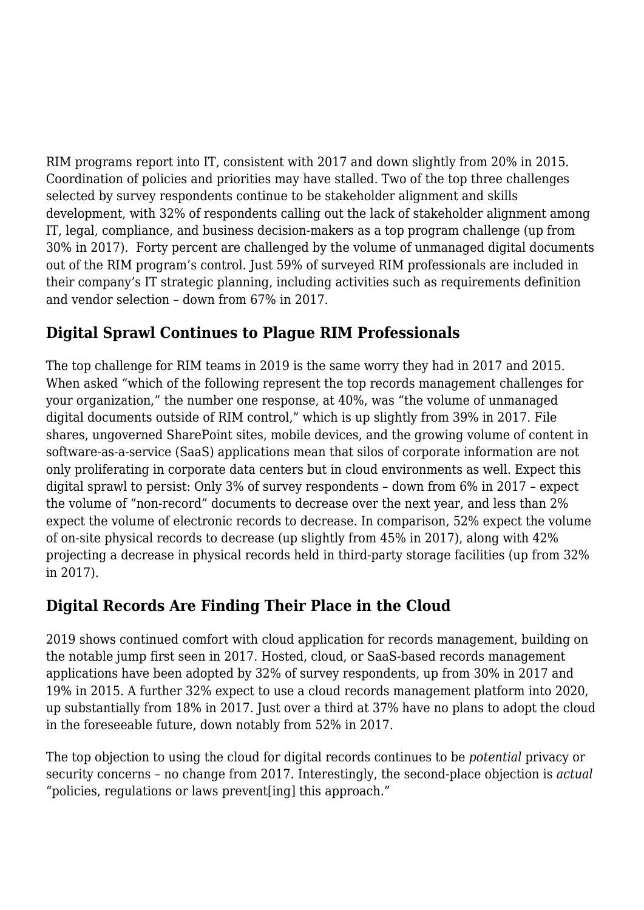RIM programs report into IT, consistent with 2017 and down slightly from 20% in 2015. Coordination of policies and priorities may have stalled. Two of the top three challenges selected by survey respondents continue to be stakeholder alignment and skills development, with 32% of respondents calling out the lack of stakeholder alignment among IT, legal, compliance, and business decision-makers as a top program challenge (up from 30% in 2017). Forty percent are challenged by the volume of unmanaged digital documents out of the RIM program's control. Just 59% of surveyed RIM professionals are included in their company's IT strategic planning, including activities such as requirements definition and vendor selection – down from 67% in 2017.

## Digital Sprawl Continues to Plague RIM Professionals

The top challenge for RIM teams in 2019 is the same worry they had in 2017 and 2015. When asked "which of the following represent the top records management challenges for your organization," the number one response, at 40%, was "the volume of unmanaged digital documents outside of RIM control," which is up slightly from 39% in 2017. File shares, ungoverned SharePoint sites, mobile devices, and the growing volume of content in software-as-a-service (SaaS) applications mean that silos of corporate information are not only proliferating in corporate data centers but in cloud environments as well. Expect this digital sprawl to persist: Only 3% of survey respondents – down from 6% in 2017 – expect the volume of "non-record" documents to decrease over the next year, and less than 2% expect the volume of electronic records to decrease. In comparison, 52% expect the volume of on-site physical records to decrease (up slightly from 45% in 2017), along with 42% projecting a decrease in physical records held in third-party storage facilities (up from 32% in 2017).

## Digital Records Are Finding Their Place in the Cloud

2019 shows continued comfort with cloud application for records management, building on the notable jump first seen in 2017. Hosted, cloud, or SaaS-based records management applications have been adopted by 32% of survey respondents, up from 30% in 2017 and 19% in 2015. A further 32% expect to use a cloud records management platform into 2020, up substantially from 18% in 2017. Just over a third at 37% have no plans to adopt the cloud in the foreseeable future, down notably from 52% in 2017.

The top objection to using the cloud for digital records continues to be *potential* privacy or security concerns – no change from 2017. Interestingly, the second-place objection is *actual* "policies, regulations or laws prevent[ing] this approach."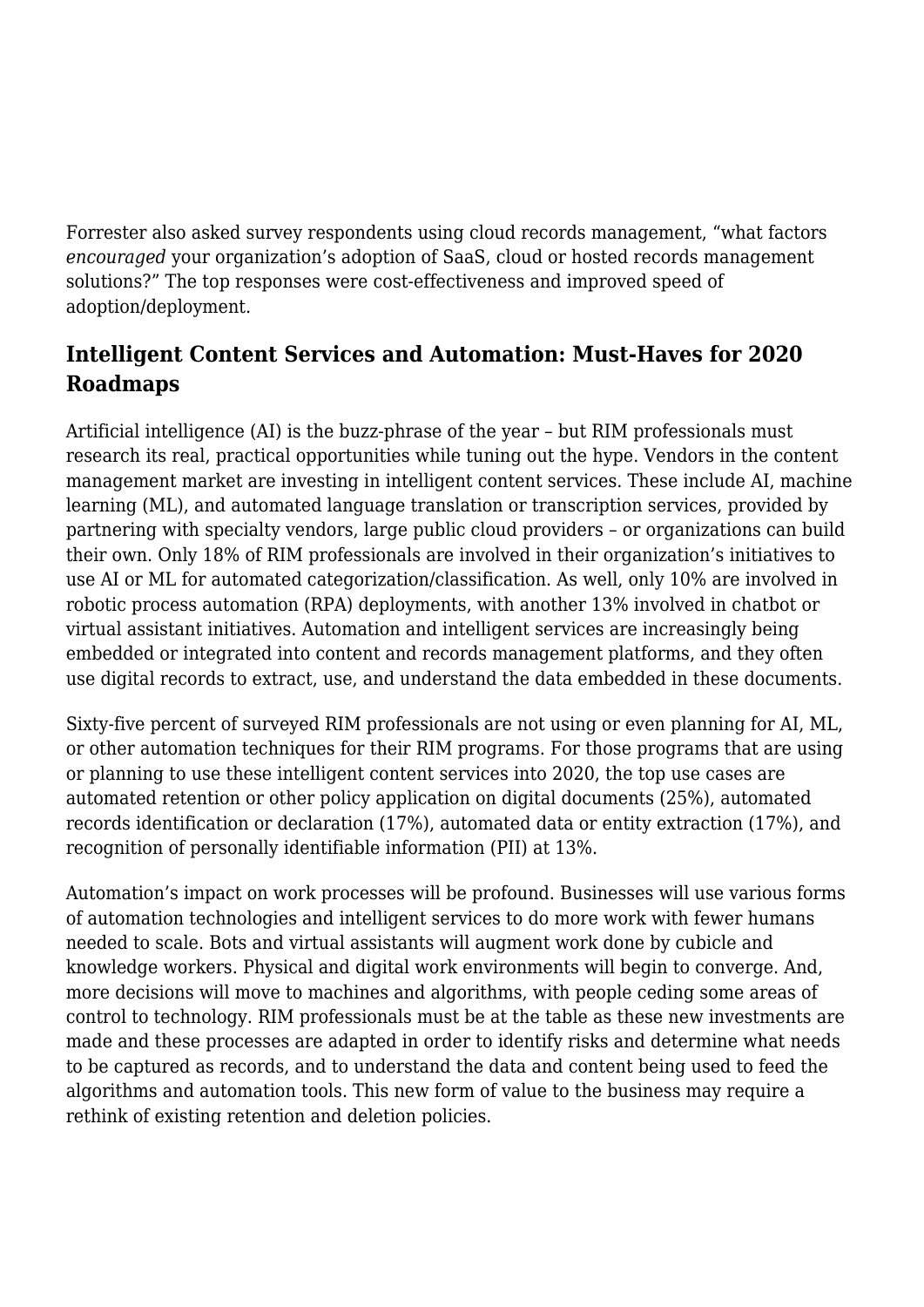Forrester also asked survey respondents using cloud records management, “what factors *encouraged* your organization’s adoption of SaaS, cloud or hosted records management solutions?” The top responses were cost-effectiveness and improved speed of adoption/deployment.

## Intelligent Content Services and Automation: Must-Haves for 2020 Roadmaps

Artificial intelligence (AI) is the buzz-phrase of the year – but RIM professionals must research its real, practical opportunities while tuning out the hype. Vendors in the content management market are investing in intelligent content services. These include AI, machine learning (ML), and automated language translation or transcription services, provided by partnering with specialty vendors, large public cloud providers – or organizations can build their own. Only 18% of RIM professionals are involved in their organization’s initiatives to use AI or ML for automated categorization/classification. As well, only 10% are involved in robotic process automation (RPA) deployments, with another 13% involved in chatbot or virtual assistant initiatives. Automation and intelligent services are increasingly being embedded or integrated into content and records management platforms, and they often use digital records to extract, use, and understand the data embedded in these documents.

Sixty-five percent of surveyed RIM professionals are not using or even planning for AI, ML, or other automation techniques for their RIM programs. For those programs that are using or planning to use these intelligent content services into 2020, the top use cases are automated retention or other policy application on digital documents (25%), automated records identification or declaration (17%), automated data or entity extraction (17%), and recognition of personally identifiable information (PII) at 13%.

Automation’s impact on work processes will be profound. Businesses will use various forms of automation technologies and intelligent services to do more work with fewer humans needed to scale. Bots and virtual assistants will augment work done by cubicle and knowledge workers. Physical and digital work environments will begin to converge. And, more decisions will move to machines and algorithms, with people ceding some areas of control to technology. RIM professionals must be at the table as these new investments are made and these processes are adapted in order to identify risks and determine what needs to be captured as records, and to understand the data and content being used to feed the algorithms and automation tools. This new form of value to the business may require a rethink of existing retention and deletion policies.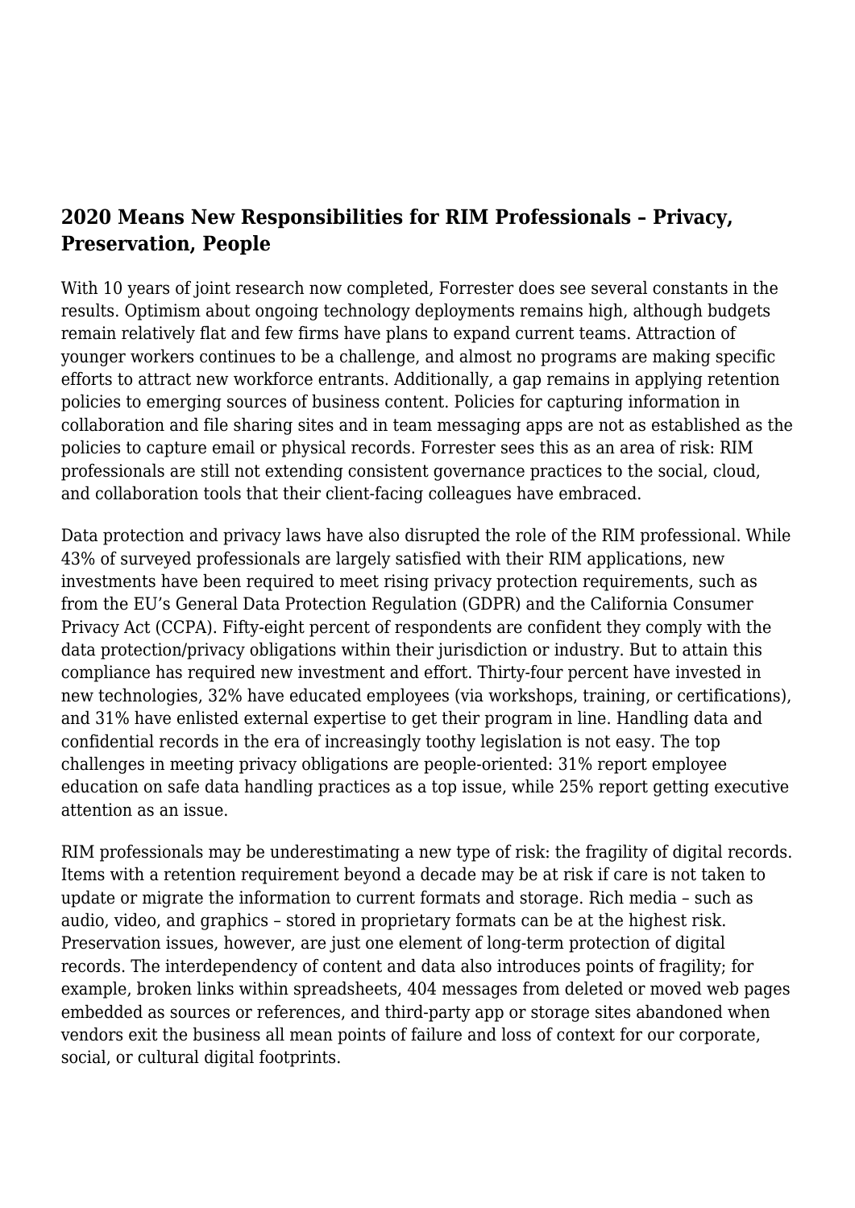## 2020 Means New Responsibilities for RIM Professionals – Privacy, Preservation, People

With 10 years of joint research now completed, Forrester does see several constants in the results. Optimism about ongoing technology deployments remains high, although budgets remain relatively flat and few firms have plans to expand current teams. Attraction of younger workers continues to be a challenge, and almost no programs are making specific efforts to attract new workforce entrants. Additionally, a gap remains in applying retention policies to emerging sources of business content. Policies for capturing information in collaboration and file sharing sites and in team messaging apps are not as established as the policies to capture email or physical records. Forrester sees this as an area of risk: RIM professionals are still not extending consistent governance practices to the social, cloud, and collaboration tools that their client-facing colleagues have embraced.

Data protection and privacy laws have also disrupted the role of the RIM professional. While 43% of surveyed professionals are largely satisfied with their RIM applications, new investments have been required to meet rising privacy protection requirements, such as from the EU's General Data Protection Regulation (GDPR) and the California Consumer Privacy Act (CCPA). Fifty-eight percent of respondents are confident they comply with the data protection/privacy obligations within their jurisdiction or industry. But to attain this compliance has required new investment and effort. Thirty-four percent have invested in new technologies, 32% have educated employees (via workshops, training, or certifications), and 31% have enlisted external expertise to get their program in line. Handling data and confidential records in the era of increasingly toothy legislation is not easy. The top challenges in meeting privacy obligations are people-oriented: 31% report employee education on safe data handling practices as a top issue, while 25% report getting executive attention as an issue.

RIM professionals may be underestimating a new type of risk: the fragility of digital records. Items with a retention requirement beyond a decade may be at risk if care is not taken to update or migrate the information to current formats and storage. Rich media – such as audio, video, and graphics – stored in proprietary formats can be at the highest risk. Preservation issues, however, are just one element of long-term protection of digital records. The interdependency of content and data also introduces points of fragility; for example, broken links within spreadsheets, 404 messages from deleted or moved web pages embedded as sources or references, and third-party app or storage sites abandoned when vendors exit the business all mean points of failure and loss of context for our corporate, social, or cultural digital footprints.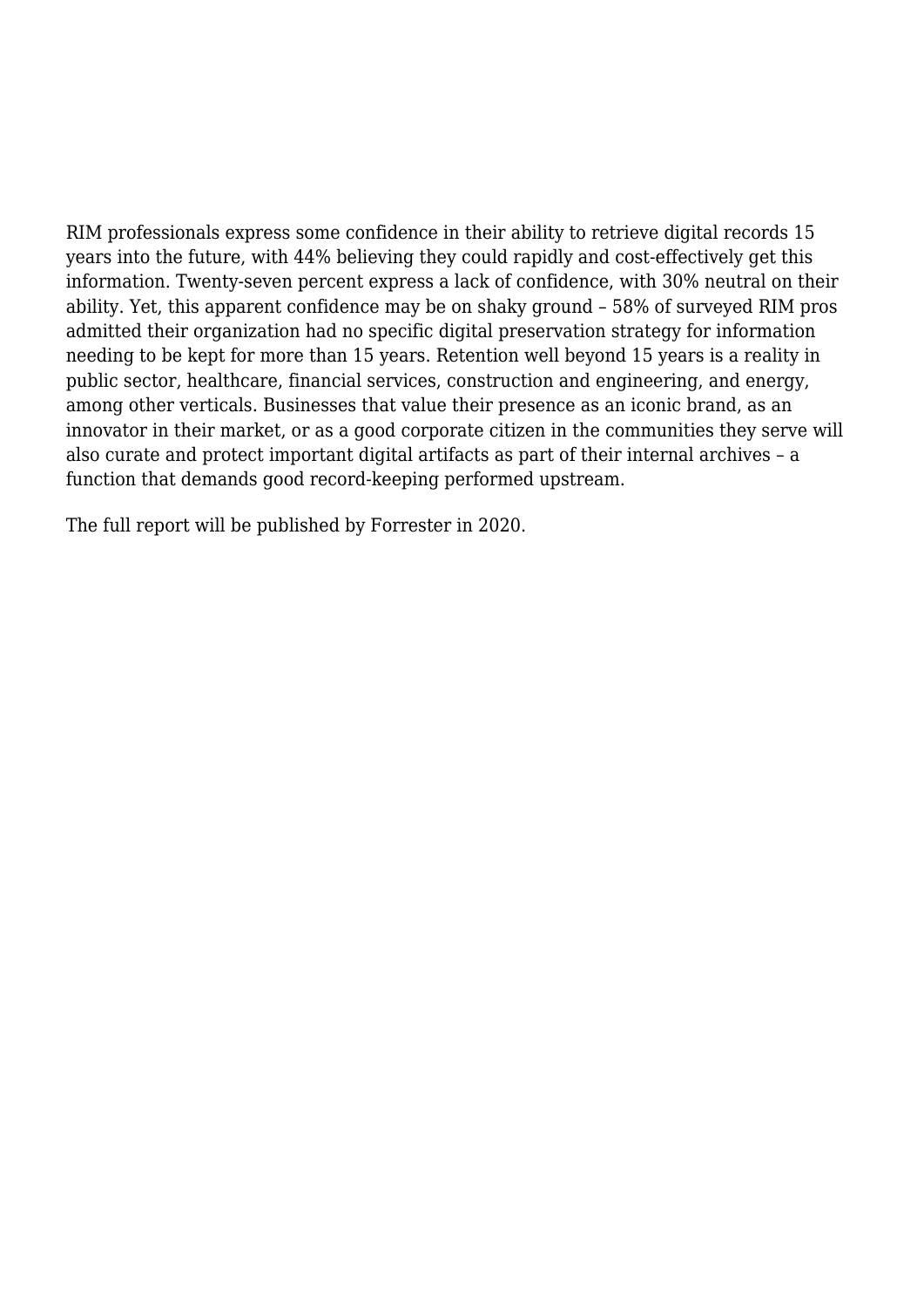RIM professionals express some confidence in their ability to retrieve digital records 15 years into the future, with 44% believing they could rapidly and cost-effectively get this information. Twenty-seven percent express a lack of confidence, with 30% neutral on their ability. Yet, this apparent confidence may be on shaky ground – 58% of surveyed RIM pros admitted their organization had no specific digital preservation strategy for information needing to be kept for more than 15 years. Retention well beyond 15 years is a reality in public sector, healthcare, financial services, construction and engineering, and energy, among other verticals. Businesses that value their presence as an iconic brand, as an innovator in their market, or as a good corporate citizen in the communities they serve will also curate and protect important digital artifacts as part of their internal archives – a function that demands good record-keeping performed upstream.

The full report will be published by Forrester in 2020.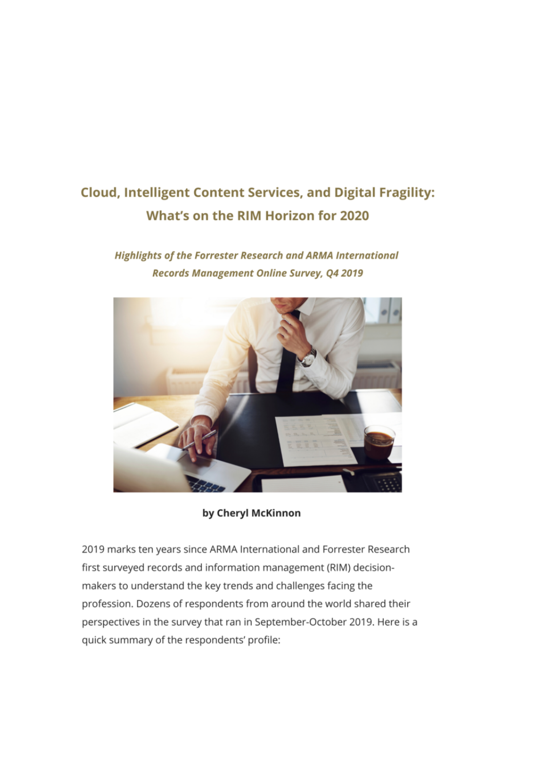## Cloud, Intelligent Content Services, and Digital Fragility: What's on the RIM Horizon for 2020

***Highlights of the Forrester Research and ARMA International Records Management Online Survey, Q4 2019***

**by Cheryl McKinnon**

2019 marks ten years since ARMA International and Forrester Research first surveyed records and information management (RIM) decision-makers to understand the key trends and challenges facing the profession. Dozens of respondents from around the world shared their perspectives in the survey that ran in September-October 2019. Here is a quick summary of the respondents' profile: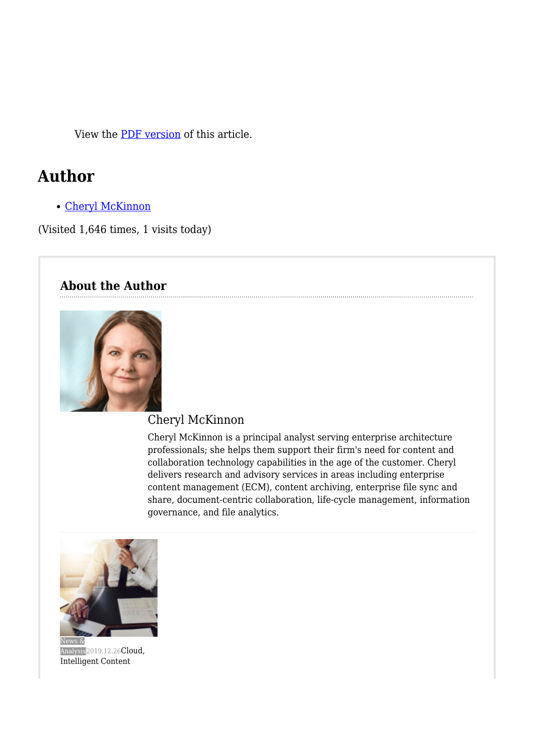View the PDF version of this article.

## Author

- Cheryl McKinnon

(Visited 1,646 times, 1 visits today)

### About the Author

Cheryl McKinnon

Cheryl McKinnon is a principal analyst serving enterprise architecture professionals; she helps them support their firm's need for content and collaboration technology capabilities in the age of the customer. Cheryl delivers research and advisory services in areas including enterprise content management (ECM), content archiving, enterprise file sync and share, document-centric collaboration, life-cycle management, information governance, and file analytics.

News & Analysis 2019.12.26 Cloud, Intelligent Content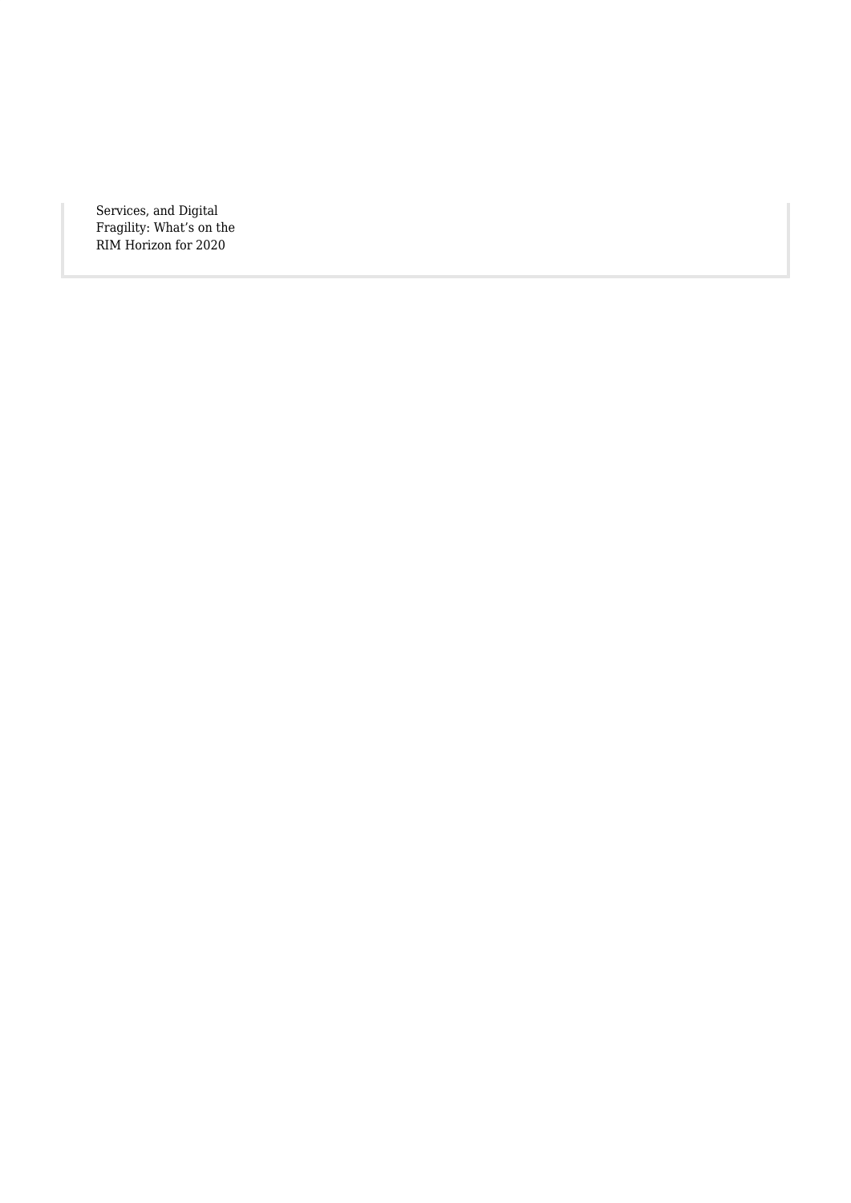Services, and Digital Fragility: What’s on the RIM Horizon for 2020